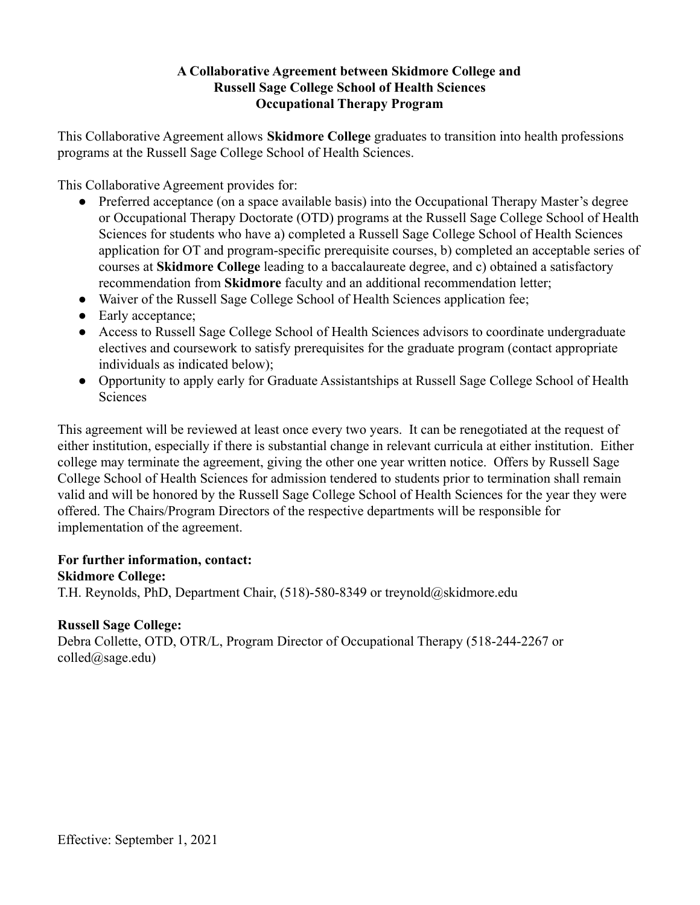# A Collaborative Agreement between Skidmore College and Russell Sage College School of Health Sciences Occupational Therapy Program

This Collaborative Agreement allows **Skidmore College** graduates to transition into health professions programs at the Russell Sage College School of Health Sciences.

This Collaborative Agreement provides for:

- Preferred acceptance (on a space available basis) into the Occupational Therapy Master's degree or Occupational Therapy Doctorate (OTD) programs at the Russell Sage College School of Health Sciences for students who have a) completed a Russell Sage College School of Health Sciences application for OT and program-specific prerequisite courses, b) completed an acceptable series of courses at **Skidmore College** leading to a baccalaureate degree, and c) obtained a satisfactory recommendation from **Skidmore** faculty and an additional recommendation letter;
- Waiver of the Russell Sage College School of Health Sciences application fee;
- Early acceptance;
- Access to Russell Sage College School of Health Sciences advisors to coordinate undergraduate electives and coursework to satisfy prerequisites for the graduate program (contact appropriate individuals as indicated below);
- Opportunity to apply early for Graduate Assistantships at Russell Sage College School of Health Sciences

This agreement will be reviewed at least once every two years. It can be renegotiated at the request of either institution, especially if there is substantial change in relevant curricula at either institution. Either college may terminate the agreement, giving the other one year written notice. Offers by Russell Sage College School of Health Sciences for admission tendered to students prior to termination shall remain valid and will be honored by the Russell Sage College School of Health Sciences for the year they were offered. The Chairs/Program Directors of the respective departments will be responsible for implementation of the agreement.

**For further information, contact:**
**Skidmore College:**
T.H. Reynolds, PhD, Department Chair, (518)-580-8349 or treynold@skidmore.edu

**Russell Sage College:**
Debra Collette, OTD, OTR/L, Program Director of Occupational Therapy (518-244-2267 or colled@sage.edu)

Effective: September 1, 2021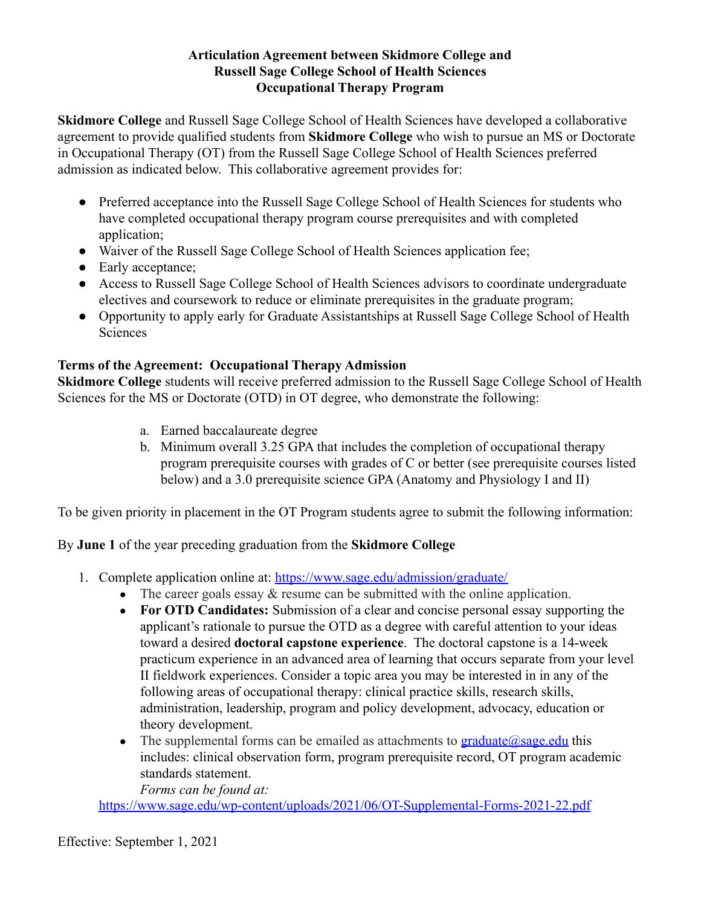**Articulation Agreement between Skidmore College and Russell Sage College School of Health Sciences Occupational Therapy Program**

**Skidmore College** and Russell Sage College School of Health Sciences have developed a collaborative agreement to provide qualified students from **Skidmore College** who wish to pursue an MS or Doctorate in Occupational Therapy (OT) from the Russell Sage College School of Health Sciences preferred admission as indicated below. This collaborative agreement provides for:

- Preferred acceptance into the Russell Sage College School of Health Sciences for students who have completed occupational therapy program course prerequisites and with completed application;
- Waiver of the Russell Sage College School of Health Sciences application fee;
- Early acceptance;
- Access to Russell Sage College School of Health Sciences advisors to coordinate undergraduate electives and coursework to reduce or eliminate prerequisites in the graduate program;
- Opportunity to apply early for Graduate Assistantships at Russell Sage College School of Health Sciences

**Terms of the Agreement: Occupational Therapy Admission**

**Skidmore College** students will receive preferred admission to the Russell Sage College School of Health Sciences for the MS or Doctorate (OTD) in OT degree, who demonstrate the following:

a. Earned baccalaureate degree
b. Minimum overall 3.25 GPA that includes the completion of occupational therapy program prerequisite courses with grades of C or better (see prerequisite courses listed below) and a 3.0 prerequisite science GPA (Anatomy and Physiology I and II)

To be given priority in placement in the OT Program students agree to submit the following information:

By **June 1** of the year preceding graduation from the **Skidmore College**

1. Complete application online at: https://www.sage.edu/admission/graduate/
   - The career goals essay & resume can be submitted with the online application.
   - **For OTD Candidates:** Submission of a clear and concise personal essay supporting the applicant's rationale to pursue the OTD as a degree with careful attention to your ideas toward a desired **doctoral capstone experience**. The doctoral capstone is a 14-week practicum experience in an advanced area of learning that occurs separate from your level II fieldwork experiences. Consider a topic area you may be interested in in any of the following areas of occupational therapy: clinical practice skills, research skills, administration, leadership, program and policy development, advocacy, education or theory development.
   - The supplemental forms can be emailed as attachments to graduate@sage.edu this includes: clinical observation form, program prerequisite record, OT program academic standards statement.
     *Forms can be found at:*
     https://www.sage.edu/wp-content/uploads/2021/06/OT-Supplemental-Forms-2021-22.pdf

Effective: September 1, 2021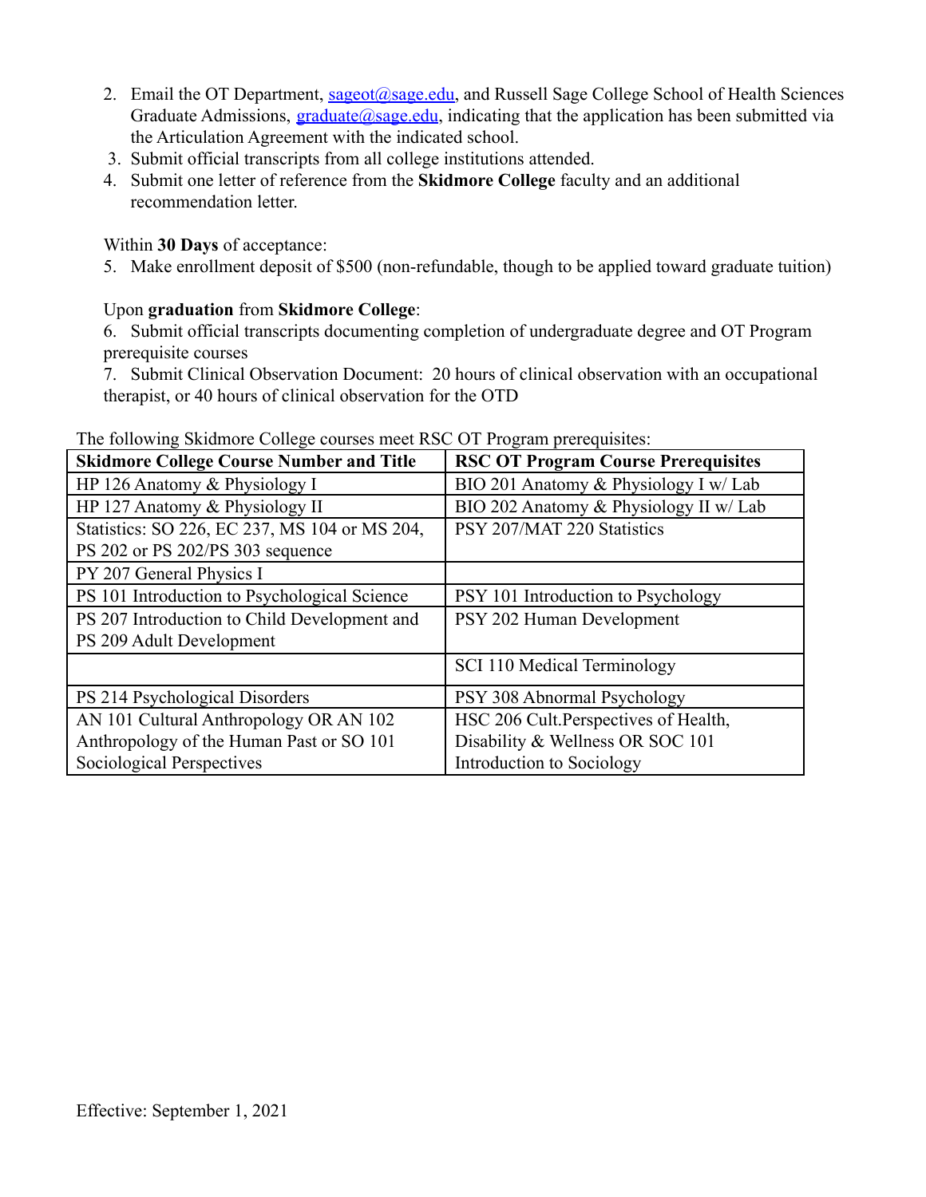2. Email the OT Department, sageot@sage.edu, and Russell Sage College School of Health Sciences Graduate Admissions, graduate@sage.edu, indicating that the application has been submitted via the Articulation Agreement with the indicated school.
3. Submit official transcripts from all college institutions attended.
4. Submit one letter of reference from the **Skidmore College** faculty and an additional recommendation letter.

Within **30 Days** of acceptance:

5. Make enrollment deposit of $500 (non-refundable, though to be applied toward graduate tuition)

Upon **graduation** from **Skidmore College**:

6. Submit official transcripts documenting completion of undergraduate degree and OT Program prerequisite courses
7. Submit Clinical Observation Document: 20 hours of clinical observation with an occupational therapist, or 40 hours of clinical observation for the OTD

The following Skidmore College courses meet RSC OT Program prerequisites:

| Skidmore College Course Number and Title | RSC OT Program Course Prerequisites |
|---|---|
| HP 126 Anatomy & Physiology I | BIO 201 Anatomy & Physiology I w/ Lab |
| HP 127 Anatomy & Physiology II | BIO 202 Anatomy & Physiology II w/ Lab |
| Statistics: SO 226, EC 237, MS 104 or MS 204, PS 202 or PS 202/PS 303 sequence | PSY 207/MAT 220 Statistics |
| PY 207 General Physics I | |
| PS 101 Introduction to Psychological Science | PSY 101 Introduction to Psychology |
| PS 207 Introduction to Child Development and PS 209 Adult Development | PSY 202 Human Development |
| | SCI 110 Medical Terminology |
| PS 214 Psychological Disorders | PSY 308 Abnormal Psychology |
| AN 101 Cultural Anthropology OR AN 102 Anthropology of the Human Past or SO 101 Sociological Perspectives | HSC 206 Cult.Perspectives of Health, Disability & Wellness OR SOC 101 Introduction to Sociology |

Effective: September 1, 2021